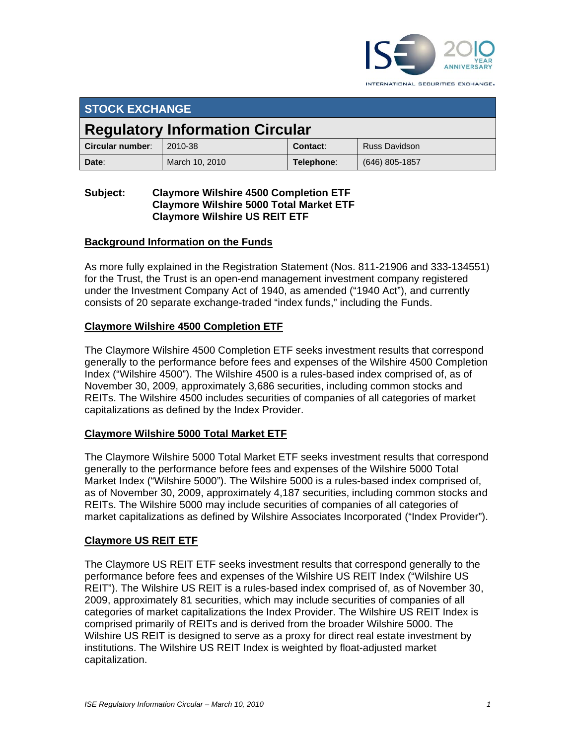## STOCK EXCHANGE

# Regulatory Information Circular

| Circular number: | 2010-38 | Contact: | Russ Davidson |
|---|---|---|---|
| Date: | March 10, 2010 | Telephone: | (646) 805-1857 |

**Subject: Claymore Wilshire 4500 Completion ETF**
**Claymore Wilshire 5000 Total Market ETF**
**Claymore Wilshire US REIT ETF**

## Background Information on the Funds

As more fully explained in the Registration Statement (Nos. 811-21906 and 333-134551) for the Trust, the Trust is an open-end management investment company registered under the Investment Company Act of 1940, as amended ("1940 Act"), and currently consists of 20 separate exchange-traded "index funds," including the Funds.

## Claymore Wilshire 4500 Completion ETF

The Claymore Wilshire 4500 Completion ETF seeks investment results that correspond generally to the performance before fees and expenses of the Wilshire 4500 Completion Index ("Wilshire 4500"). The Wilshire 4500 is a rules-based index comprised of, as of November 30, 2009, approximately 3,686 securities, including common stocks and REITs. The Wilshire 4500 includes securities of companies of all categories of market capitalizations as defined by the Index Provider.

## Claymore Wilshire 5000 Total Market ETF

The Claymore Wilshire 5000 Total Market ETF seeks investment results that correspond generally to the performance before fees and expenses of the Wilshire 5000 Total Market Index ("Wilshire 5000"). The Wilshire 5000 is a rules-based index comprised of, as of November 30, 2009, approximately 4,187 securities, including common stocks and REITs. The Wilshire 5000 may include securities of companies of all categories of market capitalizations as defined by Wilshire Associates Incorporated ("Index Provider").

## Claymore US REIT ETF

The Claymore US REIT ETF seeks investment results that correspond generally to the performance before fees and expenses of the Wilshire US REIT Index ("Wilshire US REIT"). The Wilshire US REIT is a rules-based index comprised of, as of November 30, 2009, approximately 81 securities, which may include securities of companies of all categories of market capitalizations the Index Provider. The Wilshire US REIT Index is comprised primarily of REITs and is derived from the broader Wilshire 5000. The Wilshire US REIT is designed to serve as a proxy for direct real estate investment by institutions. The Wilshire US REIT Index is weighted by float-adjusted market capitalization.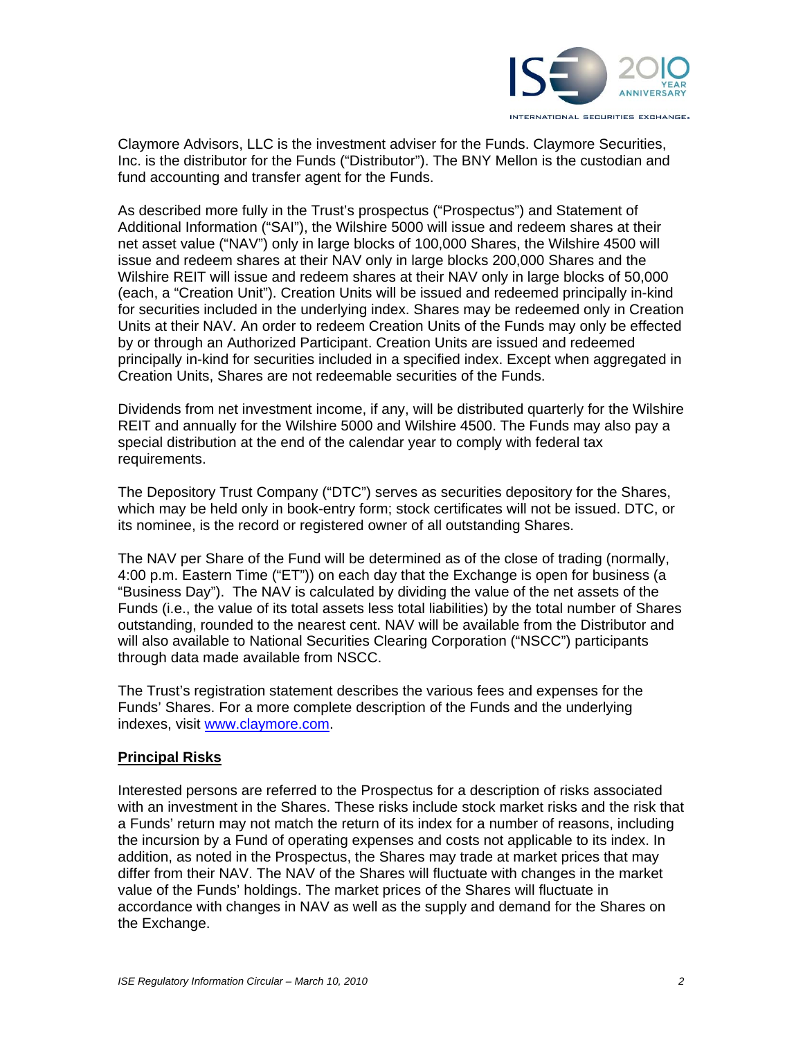Claymore Advisors, LLC is the investment adviser for the Funds. Claymore Securities, Inc. is the distributor for the Funds ("Distributor"). The BNY Mellon is the custodian and fund accounting and transfer agent for the Funds.

As described more fully in the Trust's prospectus ("Prospectus") and Statement of Additional Information ("SAI"), the Wilshire 5000 will issue and redeem shares at their net asset value ("NAV") only in large blocks of 100,000 Shares, the Wilshire 4500 will issue and redeem shares at their NAV only in large blocks 200,000 Shares and the Wilshire REIT will issue and redeem shares at their NAV only in large blocks of 50,000 (each, a "Creation Unit"). Creation Units will be issued and redeemed principally in-kind for securities included in the underlying index. Shares may be redeemed only in Creation Units at their NAV. An order to redeem Creation Units of the Funds may only be effected by or through an Authorized Participant. Creation Units are issued and redeemed principally in-kind for securities included in a specified index. Except when aggregated in Creation Units, Shares are not redeemable securities of the Funds.

Dividends from net investment income, if any, will be distributed quarterly for the Wilshire REIT and annually for the Wilshire 5000 and Wilshire 4500. The Funds may also pay a special distribution at the end of the calendar year to comply with federal tax requirements.

The Depository Trust Company ("DTC") serves as securities depository for the Shares, which may be held only in book-entry form; stock certificates will not be issued. DTC, or its nominee, is the record or registered owner of all outstanding Shares.

The NAV per Share of the Fund will be determined as of the close of trading (normally, 4:00 p.m. Eastern Time ("ET")) on each day that the Exchange is open for business (a "Business Day"). The NAV is calculated by dividing the value of the net assets of the Funds (i.e., the value of its total assets less total liabilities) by the total number of Shares outstanding, rounded to the nearest cent. NAV will be available from the Distributor and will also available to National Securities Clearing Corporation ("NSCC") participants through data made available from NSCC.

The Trust's registration statement describes the various fees and expenses for the Funds' Shares. For a more complete description of the Funds and the underlying indexes, visit www.claymore.com.

## Principal Risks

Interested persons are referred to the Prospectus for a description of risks associated with an investment in the Shares. These risks include stock market risks and the risk that a Funds' return may not match the return of its index for a number of reasons, including the incursion by a Fund of operating expenses and costs not applicable to its index. In addition, as noted in the Prospectus, the Shares may trade at market prices that may differ from their NAV. The NAV of the Shares will fluctuate with changes in the market value of the Funds' holdings. The market prices of the Shares will fluctuate in accordance with changes in NAV as well as the supply and demand for the Shares on the Exchange.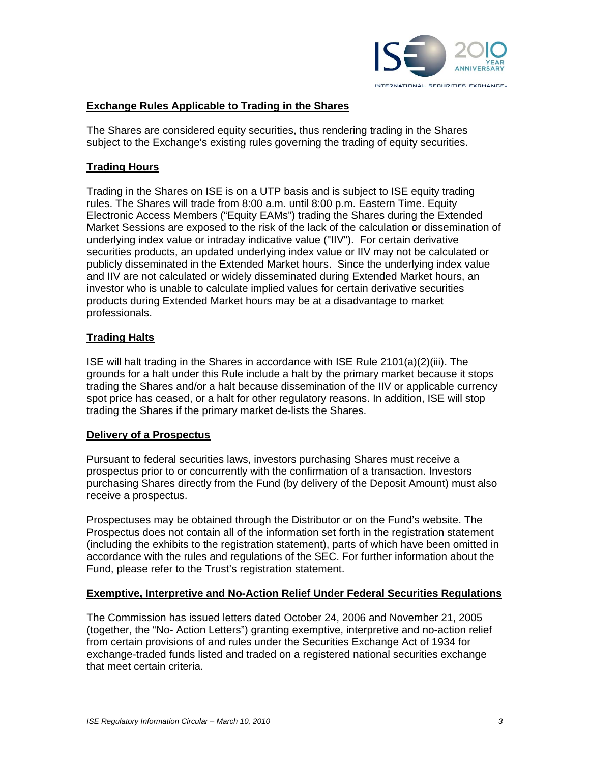## Exchange Rules Applicable to Trading in the Shares

The Shares are considered equity securities, thus rendering trading in the Shares subject to the Exchange's existing rules governing the trading of equity securities.

## Trading Hours

Trading in the Shares on ISE is on a UTP basis and is subject to ISE equity trading rules. The Shares will trade from 8:00 a.m. until 8:00 p.m. Eastern Time. Equity Electronic Access Members ("Equity EAMs") trading the Shares during the Extended Market Sessions are exposed to the risk of the lack of the calculation or dissemination of underlying index value or intraday indicative value ("IIV"). For certain derivative securities products, an updated underlying index value or IIV may not be calculated or publicly disseminated in the Extended Market hours. Since the underlying index value and IIV are not calculated or widely disseminated during Extended Market hours, an investor who is unable to calculate implied values for certain derivative securities products during Extended Market hours may be at a disadvantage to market professionals.

## Trading Halts

ISE will halt trading in the Shares in accordance with ISE Rule 2101(a)(2)(iii). The grounds for a halt under this Rule include a halt by the primary market because it stops trading the Shares and/or a halt because dissemination of the IIV or applicable currency spot price has ceased, or a halt for other regulatory reasons. In addition, ISE will stop trading the Shares if the primary market de-lists the Shares.

## Delivery of a Prospectus

Pursuant to federal securities laws, investors purchasing Shares must receive a prospectus prior to or concurrently with the confirmation of a transaction. Investors purchasing Shares directly from the Fund (by delivery of the Deposit Amount) must also receive a prospectus.

Prospectuses may be obtained through the Distributor or on the Fund's website. The Prospectus does not contain all of the information set forth in the registration statement (including the exhibits to the registration statement), parts of which have been omitted in accordance with the rules and regulations of the SEC. For further information about the Fund, please refer to the Trust's registration statement.

## Exemptive, Interpretive and No-Action Relief Under Federal Securities Regulations

The Commission has issued letters dated October 24, 2006 and November 21, 2005 (together, the "No- Action Letters") granting exemptive, interpretive and no-action relief from certain provisions of and rules under the Securities Exchange Act of 1934 for exchange-traded funds listed and traded on a registered national securities exchange that meet certain criteria.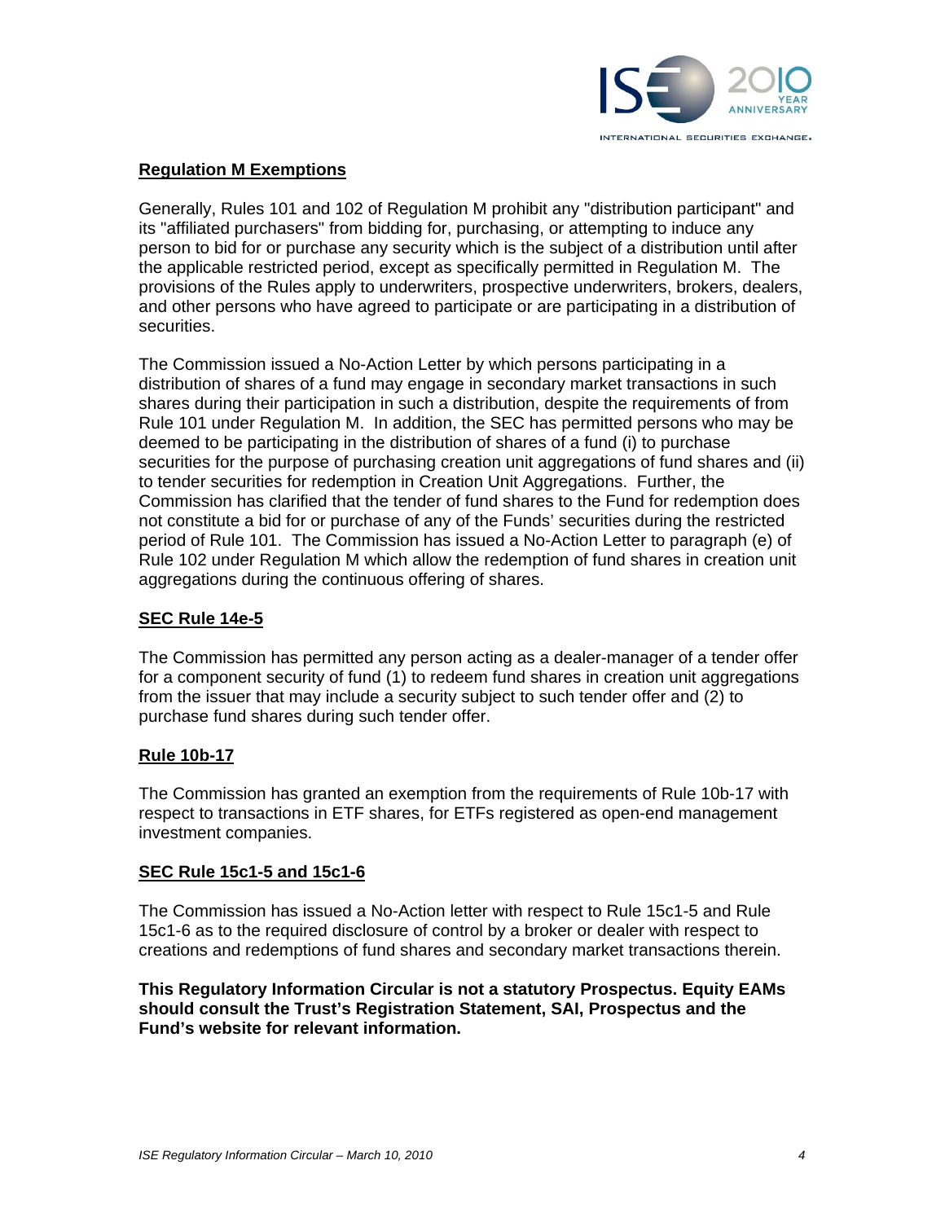## Regulation M Exemptions

Generally, Rules 101 and 102 of Regulation M prohibit any "distribution participant" and its "affiliated purchasers" from bidding for, purchasing, or attempting to induce any person to bid for or purchase any security which is the subject of a distribution until after the applicable restricted period, except as specifically permitted in Regulation M. The provisions of the Rules apply to underwriters, prospective underwriters, brokers, dealers, and other persons who have agreed to participate or are participating in a distribution of securities.

The Commission issued a No-Action Letter by which persons participating in a distribution of shares of a fund may engage in secondary market transactions in such shares during their participation in such a distribution, despite the requirements of from Rule 101 under Regulation M. In addition, the SEC has permitted persons who may be deemed to be participating in the distribution of shares of a fund (i) to purchase securities for the purpose of purchasing creation unit aggregations of fund shares and (ii) to tender securities for redemption in Creation Unit Aggregations. Further, the Commission has clarified that the tender of fund shares to the Fund for redemption does not constitute a bid for or purchase of any of the Funds' securities during the restricted period of Rule 101. The Commission has issued a No-Action Letter to paragraph (e) of Rule 102 under Regulation M which allow the redemption of fund shares in creation unit aggregations during the continuous offering of shares.

## SEC Rule 14e-5

The Commission has permitted any person acting as a dealer-manager of a tender offer for a component security of fund (1) to redeem fund shares in creation unit aggregations from the issuer that may include a security subject to such tender offer and (2) to purchase fund shares during such tender offer.

## Rule 10b-17

The Commission has granted an exemption from the requirements of Rule 10b-17 with respect to transactions in ETF shares, for ETFs registered as open-end management investment companies.

## SEC Rule 15c1-5 and 15c1-6

The Commission has issued a No-Action letter with respect to Rule 15c1-5 and Rule 15c1-6 as to the required disclosure of control by a broker or dealer with respect to creations and redemptions of fund shares and secondary market transactions therein.

**This Regulatory Information Circular is not a statutory Prospectus. Equity EAMs should consult the Trust's Registration Statement, SAI, Prospectus and the Fund's website for relevant information.**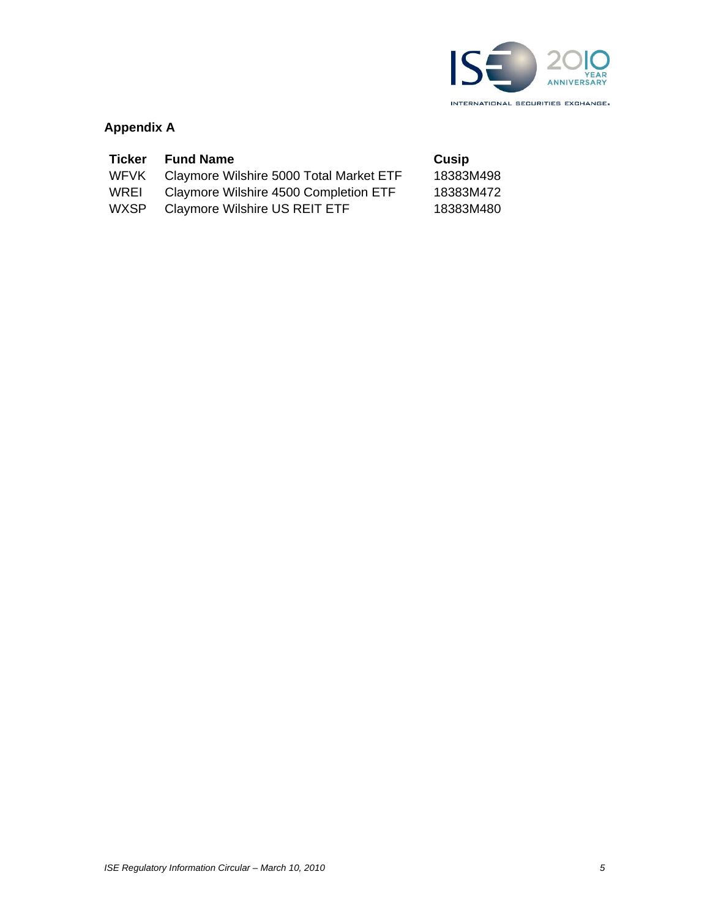## Appendix A

| Ticker | Fund Name | Cusip |
|---|---|---|
| WFVK | Claymore Wilshire 5000 Total Market ETF | 18383M498 |
| WREI | Claymore Wilshire 4500 Completion ETF | 18383M472 |
| WXSP | Claymore Wilshire US REIT ETF | 18383M480 |